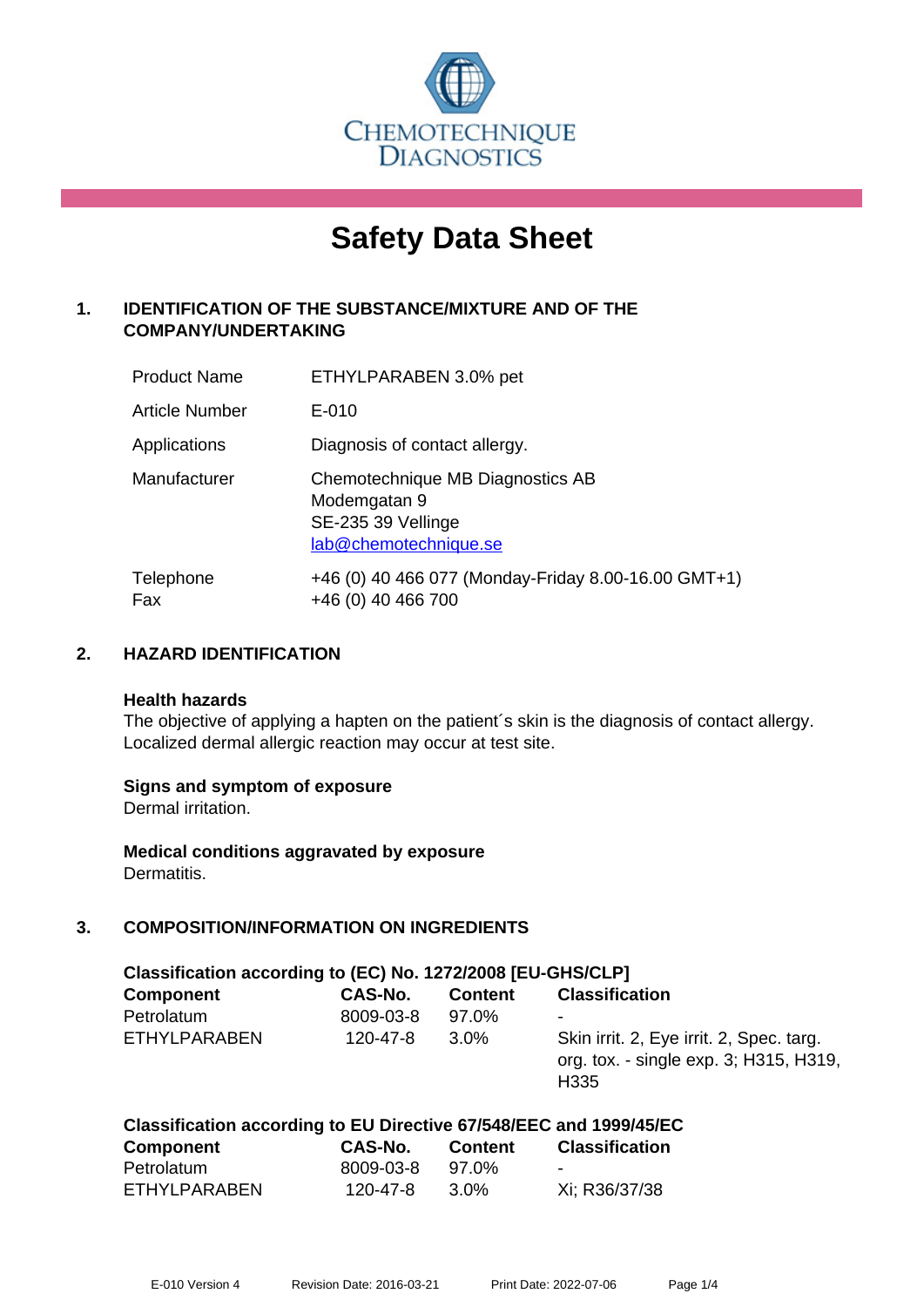CHEMOTECHNIQUE DIAGNOSTICS

# Safety Data Sheet

## 1. IDENTIFICATION OF THE SUBSTANCE/MIXTURE AND OF THE COMPANY/UNDERTAKING

| | |
|---|---|
| Product Name | ETHYLPARABEN 3.0% pet |
| Article Number | E-010 |
| Applications | Diagnosis of contact allergy. |
| Manufacturer | Chemotechnique MB Diagnostics AB<br>Modemgatan 9<br>SE-235 39 Vellinge<br>lab@chemotechnique.se |
| Telephone<br>Fax | +46 (0) 40 466 077 (Monday-Friday 8.00-16.00 GMT+1)<br>+46 (0) 40 466 700 |

## 2. HAZARD IDENTIFICATION

**Health hazards**
The objective of applying a hapten on the patient´s skin is the diagnosis of contact allergy. Localized dermal allergic reaction may occur at test site.

**Signs and symptom of exposure**
Dermal irritation.

**Medical conditions aggravated by exposure**
Dermatitis.

## 3. COMPOSITION/INFORMATION ON INGREDIENTS

**Classification according to (EC) No. 1272/2008 [EU-GHS/CLP]**

| Component | CAS-No. | Content | Classification |
|---|---|---|---|
| Petrolatum | 8009-03-8 | 97.0% | - |
| ETHYLPARABEN | 120-47-8 | 3.0% | Skin irrit. 2, Eye irrit. 2, Spec. targ. org. tox. - single exp. 3; H315, H319, H335 |

**Classification according to EU Directive 67/548/EEC and 1999/45/EC**

| Component | CAS-No. | Content | Classification |
|---|---|---|---|
| Petrolatum | 8009-03-8 | 97.0% | - |
| ETHYLPARABEN | 120-47-8 | 3.0% | Xi; R36/37/38 |

E-010 Version 4 Revision Date: 2016-03-21 Print Date: 2022-07-06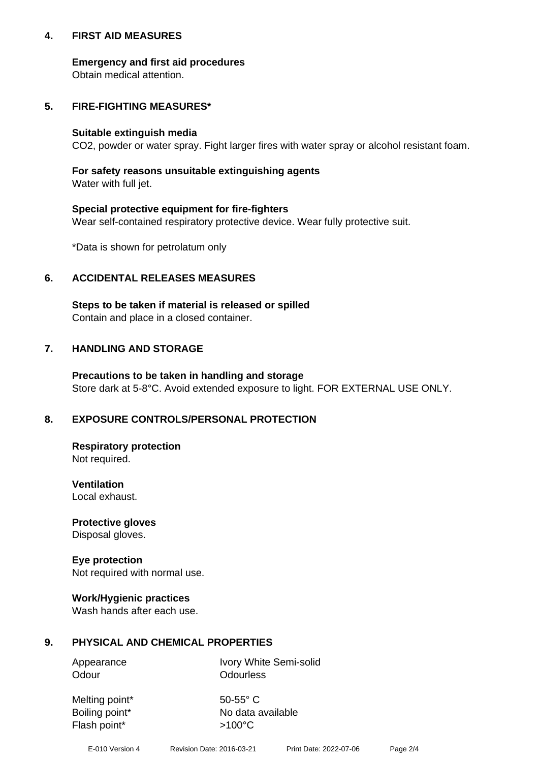## 4. FIRST AID MEASURES

**Emergency and first aid procedures**
Obtain medical attention.

## 5. FIRE-FIGHTING MEASURES*

**Suitable extinguish media**
$CO_2$, powder or water spray. Fight larger fires with water spray or alcohol resistant foam.

**For safety reasons unsuitable extinguishing agents**
Water with full jet.

**Special protective equipment for fire-fighters**
Wear self-contained respiratory protective device. Wear fully protective suit.

*Data is shown for petrolatum only

## 6. ACCIDENTAL RELEASES MEASURES

**Steps to be taken if material is released or spilled**
Contain and place in a closed container.

## 7. HANDLING AND STORAGE

**Precautions to be taken in handling and storage**
Store dark at 5-8°C. Avoid extended exposure to light. FOR EXTERNAL USE ONLY.

## 8. EXPOSURE CONTROLS/PERSONAL PROTECTION

**Respiratory protection**
Not required.

**Ventilation**
Local exhaust.

**Protective gloves**
Disposal gloves.

**Eye protection**
Not required with normal use.

**Work/Hygienic practices**
Wash hands after each use.

## 9. PHYSICAL AND CHEMICAL PROPERTIES

| | |
|---|---|
| Appearance | Ivory White Semi-solid |
| Odour | Odourless |
| Melting point* | 50-55° C |
| Boiling point* | No data available |
| Flash point* | >100°C |

E-010 Version 4 Revision Date: 2016-03-21 Print Date: 2022-07-06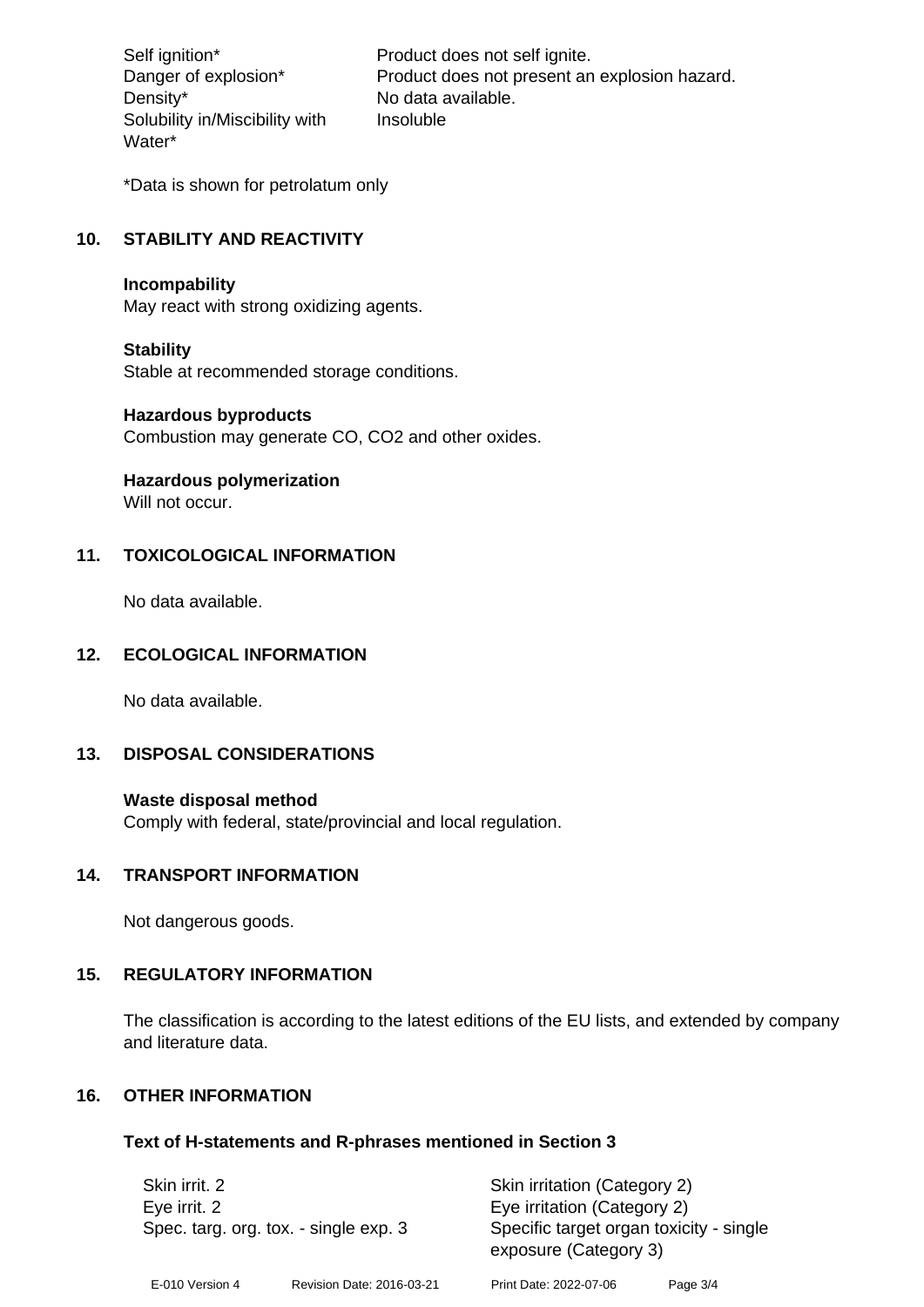| | |
|---|---|
| Self ignition* | Product does not self ignite. |
| Danger of explosion* | Product does not present an explosion hazard. |
| Density* | No data available. |
| Solubility in/Miscibility with Water* | Insoluble |

*Data is shown for petrolatum only

## 10. STABILITY AND REACTIVITY

**Incompability**
May react with strong oxidizing agents.

**Stability**
Stable at recommended storage conditions.

**Hazardous byproducts**
Combustion may generate CO, $CO_2$ and other oxides.

**Hazardous polymerization**
Will not occur.

## 11. TOXICOLOGICAL INFORMATION

No data available.

## 12. ECOLOGICAL INFORMATION

No data available.

## 13. DISPOSAL CONSIDERATIONS

**Waste disposal method**
Comply with federal, state/provincial and local regulation.

## 14. TRANSPORT INFORMATION

Not dangerous goods.

## 15. REGULATORY INFORMATION

The classification is according to the latest editions of the EU lists, and extended by company and literature data.

## 16. OTHER INFORMATION

### Text of H-statements and R-phrases mentioned in Section 3

| | |
|---|---|
| Skin irrit. 2 | Skin irritation (Category 2) |
| Eye irrit. 2 | Eye irritation (Category 2) |
| Spec. targ. org. tox. - single exp. 3 | Specific target organ toxicity - single exposure (Category 3) |

E-010 Version 4 Revision Date: 2016-03-21 Print Date: 2022-07-06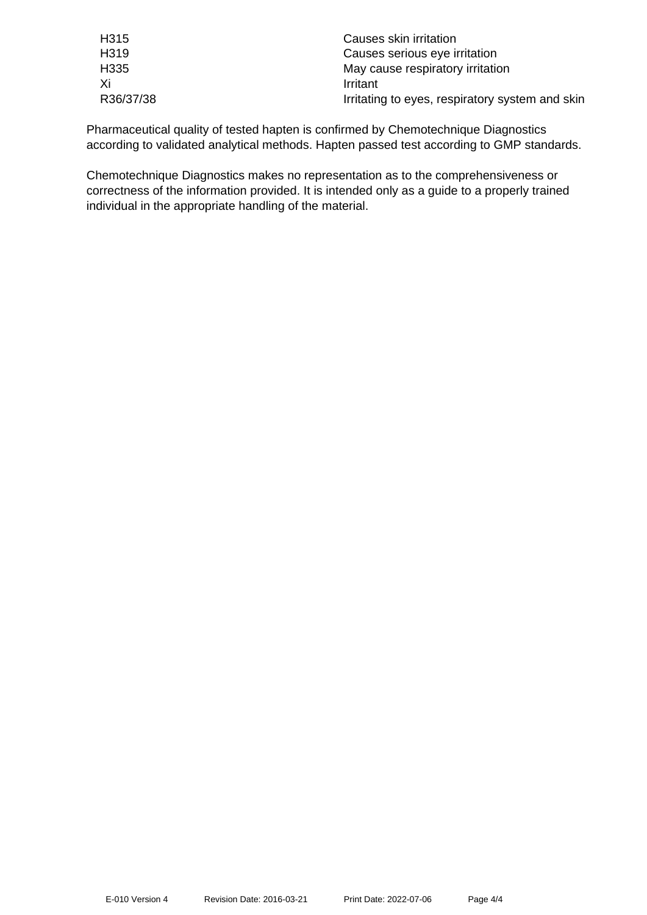| | |
|---|---|
| H315 | Causes skin irritation |
| H319 | Causes serious eye irritation |
| H335 | May cause respiratory irritation |
| Xi | Irritant |
| R36/37/38 | Irritating to eyes, respiratory system and skin |

Pharmaceutical quality of tested hapten is confirmed by Chemotechnique Diagnostics according to validated analytical methods. Hapten passed test according to GMP standards.

Chemotechnique Diagnostics makes no representation as to the comprehensiveness or correctness of the information provided. It is intended only as a guide to a properly trained individual in the appropriate handling of the material.